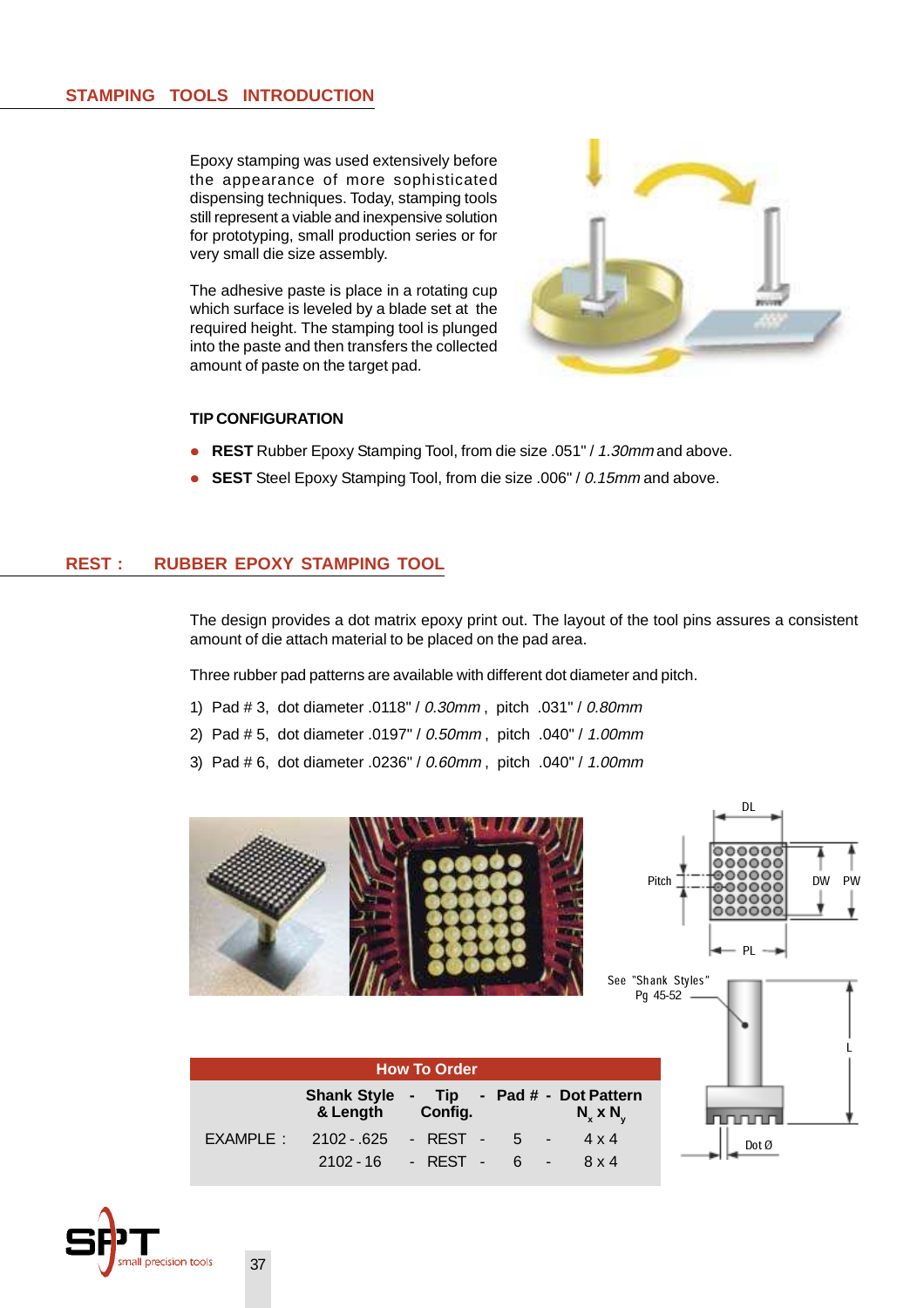## STAMPING TOOLS INTRODUCTION

Epoxy stamping was used extensively before the appearance of more sophisticated dispensing techniques. Today, stamping tools still represent a viable and inexpensive solution for prototyping, small production series or for very small die size assembly.

The adhesive paste is place in a rotating cup which surface is leveled by a blade set at the required height. The stamping tool is plunged into the paste and then transfers the collected amount of paste on the target pad.

### TIP CONFIGURATION

- **REST** Rubber Epoxy Stamping Tool, from die size .051" / *1.30mm* and above.
- **SEST** Steel Epoxy Stamping Tool, from die size .006" / *0.15mm* and above.

## REST : RUBBER EPOXY STAMPING TOOL

The design provides a dot matrix epoxy print out. The layout of the tool pins assures a consistent amount of die attach material to be placed on the pad area.

Three rubber pad patterns are available with different dot diameter and pitch.

1) Pad # 3, dot diameter .0118" / *0.30mm* , pitch .031" / *0.80mm*
2) Pad # 5, dot diameter .0197" / *0.50mm* , pitch .040" / *1.00mm*
3) Pad # 6, dot diameter .0236" / *0.60mm* , pitch .040" / *1.00mm*

DL, Pitch, DW, PW, PL

See "Shank Styles" Pg 45-52

L, Dot Ø

**How To Order**

| | Shank Style & Length | - | Tip Config. | - | Pad # | - | Dot Pattern $N_x$ x $N_y$ |
|---|---|---|---|---|---|---|---|
| EXAMPLE : | 2102 - .625 | - | REST | - | 5 | - | 4 x 4 |
| | 2102 - 16 | - | REST | - | 6 | - | 8 x 4 |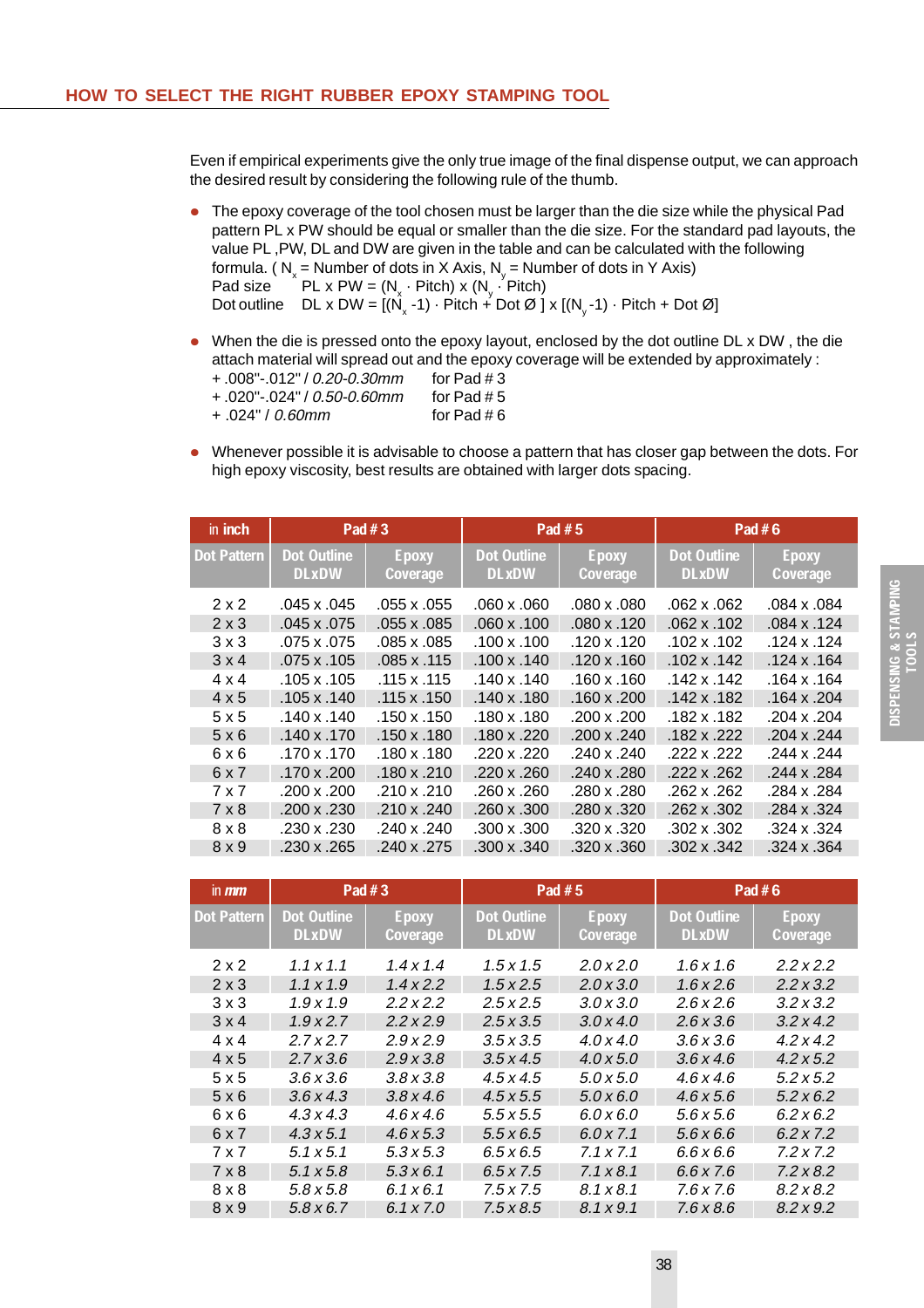## HOW TO SELECT THE RIGHT RUBBER EPOXY STAMPING TOOL

Even if empirical experiments give the only true image of the final dispense output, we can approach the desired result by considering the following rule of the thumb.

- The epoxy coverage of the tool chosen must be larger than the die size while the physical Pad pattern PL x PW should be equal or smaller than the die size. For the standard pad layouts, the value PL ,PW, DL and DW are given in the table and can be calculated with the following formula. ( $N_x$ = Number of dots in X Axis, $N_y$ = Number of dots in Y Axis)
  Pad size PL x PW = ($N_x$ · Pitch) x ($N_y$ · Pitch)
  Dot outline DL x DW = [($N_x$ -1) · Pitch + Dot Ø ] x [($N_y$ -1) · Pitch + Dot Ø]

- When the die is pressed onto the epoxy layout, enclosed by the dot outline DL x DW , the die attach material will spread out and the epoxy coverage will be extended by approximately :
  + .008"-.012" / *0.20-0.30mm* for Pad # 3
  + .020"-.024" / *0.50-0.60mm* for Pad # 5
  + .024" / *0.60mm* for Pad # 6

- Whenever possible it is advisable to choose a pattern that has closer gap between the dots. For high epoxy viscosity, best results are obtained with larger dots spacing.

| in **inch** | Pad # 3 | | Pad # 5 | | Pad # 6 | |
|---|---|---|---|---|---|---|
| Dot Pattern | Dot Outline DLxDW | Epoxy Coverage | Dot Outline DLxDW | Epoxy Coverage | Dot Outline DLxDW | Epoxy Coverage |
| 2 x 2 | .045 x .045 | .055 x .055 | .060 x .060 | .080 x .080 | .062 x .062 | .084 x .084 |
| 2 x 3 | .045 x .075 | .055 x .085 | .060 x .100 | .080 x .120 | .062 x .102 | .084 x .124 |
| 3 x 3 | .075 x .075 | .085 x .085 | .100 x .100 | .120 x .120 | .102 x .102 | .124 x .124 |
| 3 x 4 | .075 x .105 | .085 x .115 | .100 x .140 | .120 x .160 | .102 x .142 | .124 x .164 |
| 4 x 4 | .105 x .105 | .115 x .115 | .140 x .140 | .160 x .160 | .142 x .142 | .164 x .164 |
| 4 x 5 | .105 x .140 | .115 x .150 | .140 x .180 | .160 x .200 | .142 x .182 | .164 x .204 |
| 5 x 5 | .140 x .140 | .150 x .150 | .180 x .180 | .200 x .200 | .182 x .182 | .204 x .204 |
| 5 x 6 | .140 x .170 | .150 x .180 | .180 x .220 | .200 x .240 | .182 x .222 | .204 x .244 |
| 6 x 6 | .170 x .170 | .180 x .180 | .220 x .220 | .240 x .240 | .222 x .222 | .244 x .244 |
| 6 x 7 | .170 x .200 | .180 x .210 | .220 x .260 | .240 x .280 | .222 x .262 | .244 x .284 |
| 7 x 7 | .200 x .200 | .210 x .210 | .260 x .260 | .280 x .280 | .262 x .262 | .284 x .284 |
| 7 x 8 | .200 x .230 | .210 x .240 | .260 x .300 | .280 x .320 | .262 x .302 | .284 x .324 |
| 8 x 8 | .230 x .230 | .240 x .240 | .300 x .300 | .320 x .320 | .302 x .302 | .324 x .324 |
| 8 x 9 | .230 x .265 | .240 x .275 | .300 x .340 | .320 x .360 | .302 x .342 | .324 x .364 |

| in ***mm*** | Pad # 3 | | Pad # 5 | | Pad # 6 | |
|---|---|---|---|---|---|---|
| Dot Pattern | Dot Outline DLxDW | Epoxy Coverage | Dot Outline DLxDW | Epoxy Coverage | Dot Outline DLxDW | Epoxy Coverage |
| 2 x 2 | *1.1 x 1.1* | *1.4 x 1.4* | *1.5 x 1.5* | *2.0 x 2.0* | *1.6 x 1.6* | *2.2 x 2.2* |
| 2 x 3 | *1.1 x 1.9* | *1.4 x 2.2* | *1.5 x 2.5* | *2.0 x 3.0* | *1.6 x 2.6* | *2.2 x 3.2* |
| 3 x 3 | *1.9 x 1.9* | *2.2 x 2.2* | *2.5 x 2.5* | *3.0 x 3.0* | *2.6 x 2.6* | *3.2 x 3.2* |
| 3 x 4 | *1.9 x 2.7* | *2.2 x 2.9* | *2.5 x 3.5* | *3.0 x 4.0* | *2.6 x 3.6* | *3.2 x 4.2* |
| 4 x 4 | *2.7 x 2.7* | *2.9 x 2.9* | *3.5 x 3.5* | *4.0 x 4.0* | *3.6 x 3.6* | *4.2 x 4.2* |
| 4 x 5 | *2.7 x 3.6* | *2.9 x 3.8* | *3.5 x 4.5* | *4.0 x 5.0* | *3.6 x 4.6* | *4.2 x 5.2* |
| 5 x 5 | *3.6 x 3.6* | *3.8 x 3.8* | *4.5 x 4.5* | *5.0 x 5.0* | *4.6 x 4.6* | *5.2 x 5.2* |
| 5 x 6 | *3.6 x 4.3* | *3.8 x 4.6* | *4.5 x 5.5* | *5.0 x 6.0* | *4.6 x 5.6* | *5.2 x 6.2* |
| 6 x 6 | *4.3 x 4.3* | *4.6 x 4.6* | *5.5 x 5.5* | *6.0 x 6.0* | *5.6 x 5.6* | *6.2 x 6.2* |
| 6 x 7 | *4.3 x 5.1* | *4.6 x 5.3* | *5.5 x 6.5* | *6.0 x 7.1* | *5.6 x 6.6* | *6.2 x 7.2* |
| 7 x 7 | *5.1 x 5.1* | *5.3 x 5.3* | *6.5 x 6.5* | *7.1 x 7.1* | *6.6 x 6.6* | *7.2 x 7.2* |
| 7 x 8 | *5.1 x 5.8* | *5.3 x 6.1* | *6.5 x 7.5* | *7.1 x 8.1* | *6.6 x 7.6* | *7.2 x 8.2* |
| 8 x 8 | *5.8 x 5.8* | *6.1 x 6.1* | *7.5 x 7.5* | *8.1 x 8.1* | *7.6 x 7.6* | *8.2 x 8.2* |
| 8 x 9 | *5.8 x 6.7* | *6.1 x 7.0* | *7.5 x 8.5* | *8.1 x 9.1* | *7.6 x 8.6* | *8.2 x 9.2* |